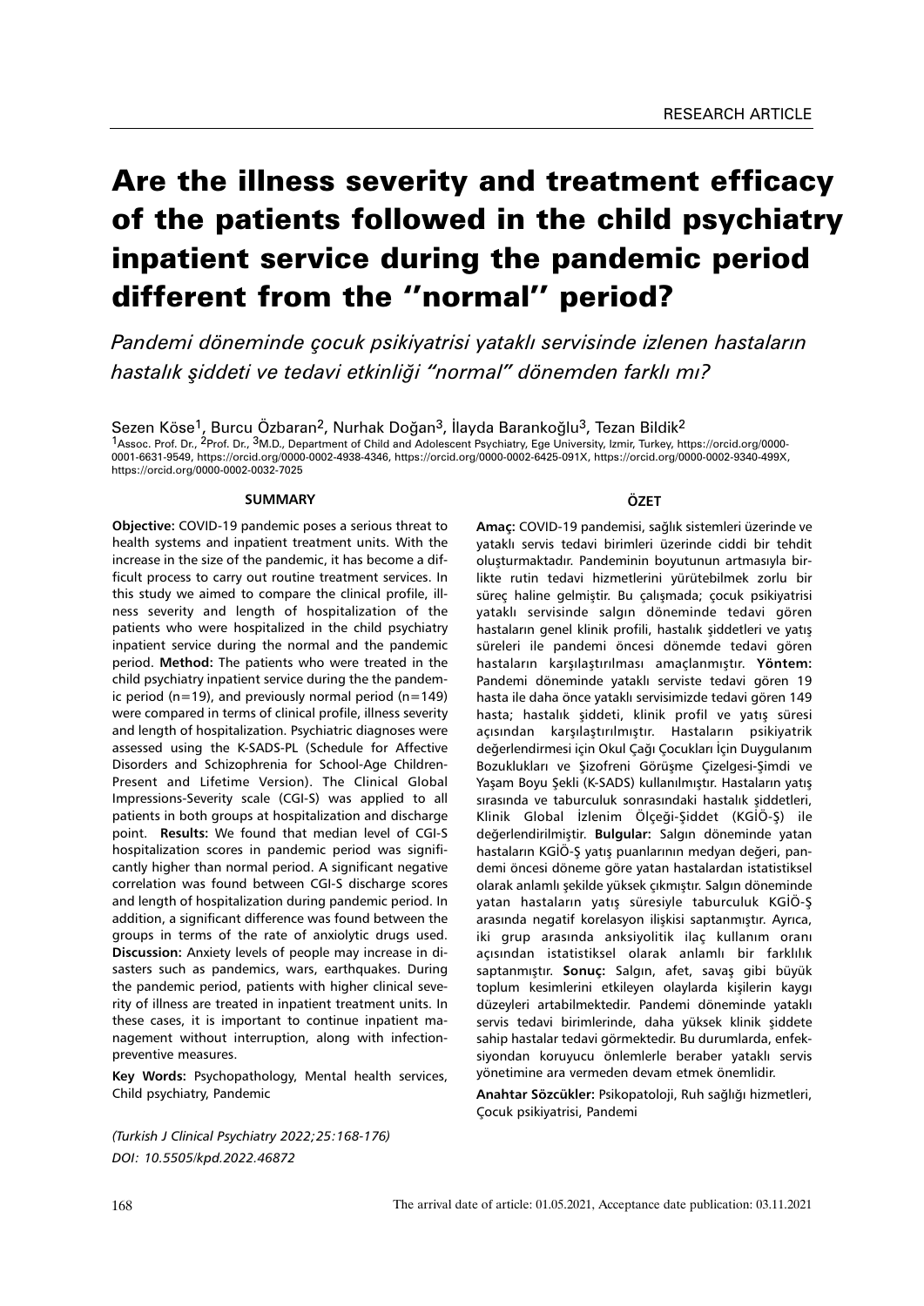RESEARCH ARTICLE

# Are the illness severity and treatment efficacy of the patients followed in the child psychiatry inpatient service during the pandemic period different from the ''normal'' period?

*Pandemi döneminde çocuk psikiyatrisi yataklı servisinde izlenen hastaların hastalık şiddeti ve tedavi etkinliği "normal" dönemden farklı mı?*

Sezen Köse[1], Burcu Özbaran[2], Nurhak Doğan[3], İlayda Barankoğlu[3], Tezan Bildik[2]

[1]Assoc. Prof. Dr., [2]Prof. Dr., [3]M.D., Department of Child and Adolescent Psychiatry, Ege University, Izmir, Turkey, https://orcid.org/0000-0001-6631-9549, https://orcid.org/0000-0002-4938-4346, https://orcid.org/0000-0002-6425-091X, https://orcid.org/0000-0002-9340-499X, https://orcid.org/0000-0002-0032-7025

## SUMMARY

**Objective:** COVID-19 pandemic poses a serious threat to health systems and inpatient treatment units. With the increase in the size of the pandemic, it has become a difficult process to carry out routine treatment services. In this study we aimed to compare the clinical profile, illness severity and length of hospitalization of the patients who were hospitalized in the child psychiatry inpatient service during the normal and the pandemic period. **Method:** The patients who were treated in the child psychiatry inpatient service during the the pandemic period (n=19), and previously normal period (n=149) were compared in terms of clinical profile, illness severity and length of hospitalization. Psychiatric diagnoses were assessed using the K-SADS-PL (Schedule for Affective Disorders and Schizophrenia for School-Age Children-Present and Lifetime Version). The Clinical Global Impressions-Severity scale (CGI-S) was applied to all patients in both groups at hospitalization and discharge point. **Results:** We found that median level of CGI-S hospitalization scores in pandemic period was significantly higher than normal period. A significant negative correlation was found between CGI-S discharge scores and length of hospitalization during pandemic period. In addition, a significant difference was found between the groups in terms of the rate of anxiolytic drugs used. **Discussion:** Anxiety levels of people may increase in disasters such as pandemics, wars, earthquakes. During the pandemic period, patients with higher clinical severity of illness are treated in inpatient treatment units. In these cases, it is important to continue inpatient management without interruption, along with infection-preventive measures.

**Key Words:** Psychopathology, Mental health services, Child psychiatry, Pandemic

*(Turkish J Clinical Psychiatry 2022;25:168-176)*
*DOI: 10.5505/kpd.2022.46872*

## ÖZET

**Amaç:** COVID-19 pandemisi, sağlık sistemleri üzerinde ve yataklı servis tedavi birimleri üzerinde ciddi bir tehdit oluşturmaktadır. Pandeminin boyutunun artmasıyla birlikte rutin tedavi hizmetlerini yürütebilmek zorlu bir süreç haline gelmiştir. Bu çalışmada; çocuk psikiyatrisi yataklı servisinde salgın döneminde tedavi gören hastaların genel klinik profili, hastalık şiddetleri ve yatış süreleri ile pandemi öncesi dönemde tedavi gören hastaların karşılaştırılması amaçlanmıştır. **Yöntem:** Pandemi döneminde yataklı serviste tedavi gören 19 hasta ile daha önce yataklı servisimizde tedavi gören 149 hasta; hastalık şiddeti, klinik profil ve yatış süresi açısından karşılaştırılmıştır. Hastaların psikiyatrik değerlendirmesi için Okul Çağı Çocukları İçin Duygulanım Bozuklukları ve Şizofreni Görüşme Çizelgesi-Şimdi ve Yaşam Boyu Şekli (K-SADS) kullanılmıştır. Hastaların yatış sırasında ve taburculuk sonrasındaki hastalık şiddetleri, Klinik Global İzlenim Ölçeği-Şiddet (KGİÖ-Ş) ile değerlendirilmiştir. **Bulgular:** Salgın döneminde yatan hastaların KGİÖ-Ş yatış puanlarının medyan değeri, pandemi öncesi döneme göre yatan hastalardan istatistiksel olarak anlamlı şekilde yüksek çıkmıştır. Salgın döneminde yatan hastaların yatış süresiyle taburculuk KGİÖ-Ş arasında negatif korelasyon ilişkisi saptanmıştır. Ayrıca, iki grup arasında anksiyolitik ilaç kullanım oranı açısından istatistiksel olarak anlamlı bir farklılık saptanmıştır. **Sonuç:** Salgın, afet, savaş gibi büyük toplum kesimlerini etkileyen olaylarda kişilerin kaygı düzeyleri artabilmektedir. Pandemi döneminde yataklı servis tedavi birimlerinde, daha yüksek klinik şiddete sahip hastalar tedavi görmektedir. Bu durumlarda, enfeksiyondan koruyucu önlemlerle beraber yataklı servis yönetimine ara vermeden devam etmek önemlidir.

**Anahtar Sözcükler:** Psikopatoloji, Ruh sağlığı hizmetleri, Çocuk psikiyatrisi, Pandemi

The arrival date of article: 01.05.2021, Acceptance date publication: 03.11.2021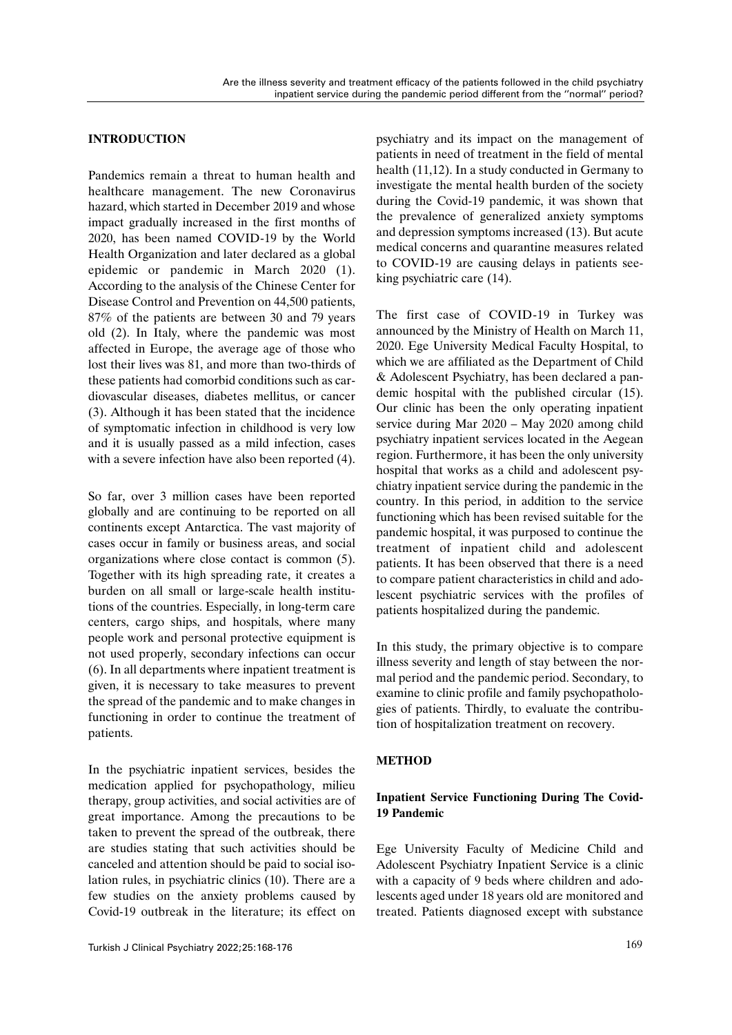## INTRODUCTION

Pandemics remain a threat to human health and healthcare management. The new Coronavirus hazard, which started in December 2019 and whose impact gradually increased in the first months of 2020, has been named COVID-19 by the World Health Organization and later declared as a global epidemic or pandemic in March 2020 (1). According to the analysis of the Chinese Center for Disease Control and Prevention on 44,500 patients, 87% of the patients are between 30 and 79 years old (2). In Italy, where the pandemic was most affected in Europe, the average age of those who lost their lives was 81, and more than two-thirds of these patients had comorbid conditions such as cardiovascular diseases, diabetes mellitus, or cancer (3). Although it has been stated that the incidence of symptomatic infection in childhood is very low and it is usually passed as a mild infection, cases with a severe infection have also been reported (4).

So far, over 3 million cases have been reported globally and are continuing to be reported on all continents except Antarctica. The vast majority of cases occur in family or business areas, and social organizations where close contact is common (5). Together with its high spreading rate, it creates a burden on all small or large-scale health institutions of the countries. Especially, in long-term care centers, cargo ships, and hospitals, where many people work and personal protective equipment is not used properly, secondary infections can occur (6). In all departments where inpatient treatment is given, it is necessary to take measures to prevent the spread of the pandemic and to make changes in functioning in order to continue the treatment of patients.

In the psychiatric inpatient services, besides the medication applied for psychopathology, milieu therapy, group activities, and social activities are of great importance. Among the precautions to be taken to prevent the spread of the outbreak, there are studies stating that such activities should be canceled and attention should be paid to social isolation rules, in psychiatric clinics (10). There are a few studies on the anxiety problems caused by Covid-19 outbreak in the literature; its effect on psychiatry and its impact on the management of patients in need of treatment in the field of mental health (11,12). In a study conducted in Germany to investigate the mental health burden of the society during the Covid-19 pandemic, it was shown that the prevalence of generalized anxiety symptoms and depression symptoms increased (13). But acute medical concerns and quarantine measures related to COVID-19 are causing delays in patients seeking psychiatric care (14).

The first case of COVID-19 in Turkey was announced by the Ministry of Health on March 11, 2020. Ege University Medical Faculty Hospital, to which we are affiliated as the Department of Child & Adolescent Psychiatry, has been declared a pandemic hospital with the published circular (15). Our clinic has been the only operating inpatient service during Mar 2020 – May 2020 among child psychiatry inpatient services located in the Aegean region. Furthermore, it has been the only university hospital that works as a child and adolescent psychiatry inpatient service during the pandemic in the country. In this period, in addition to the service functioning which has been revised suitable for the pandemic hospital, it was purposed to continue the treatment of inpatient child and adolescent patients. It has been observed that there is a need to compare patient characteristics in child and adolescent psychiatric services with the profiles of patients hospitalized during the pandemic.

In this study, the primary objective is to compare illness severity and length of stay between the normal period and the pandemic period. Secondary, to examine to clinic profile and family psychopathologies of patients. Thirdly, to evaluate the contribution of hospitalization treatment on recovery.

## METHOD

### Inpatient Service Functioning During The Covid-19 Pandemic

Ege University Faculty of Medicine Child and Adolescent Psychiatry Inpatient Service is a clinic with a capacity of 9 beds where children and adolescents aged under 18 years old are monitored and treated. Patients diagnosed except with substance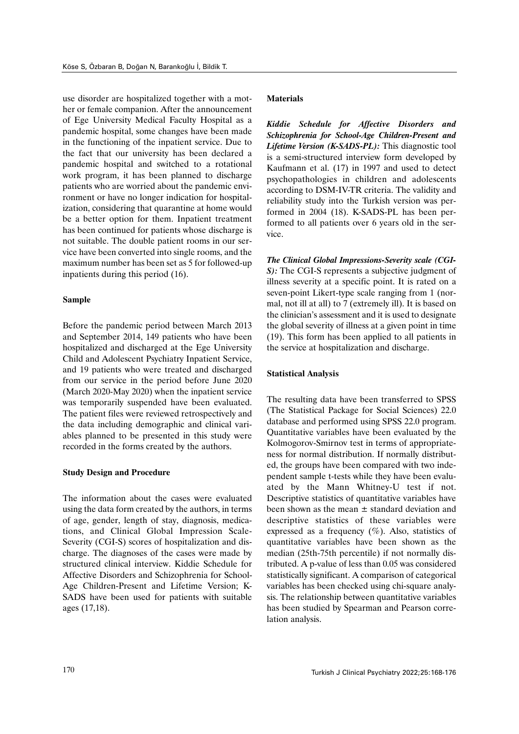use disorder are hospitalized together with a mother or female companion. After the announcement of Ege University Medical Faculty Hospital as a pandemic hospital, some changes have been made in the functioning of the inpatient service. Due to the fact that our university has been declared a pandemic hospital and switched to a rotational work program, it has been planned to discharge patients who are worried about the pandemic environment or have no longer indication for hospitalization, considering that quarantine at home would be a better option for them. Inpatient treatment has been continued for patients whose discharge is not suitable. The double patient rooms in our service have been converted into single rooms, and the maximum number has been set as 5 for followed-up inpatients during this period (16).

### Sample

Before the pandemic period between March 2013 and September 2014, 149 patients who have been hospitalized and discharged at the Ege University Child and Adolescent Psychiatry Inpatient Service, and 19 patients who were treated and discharged from our service in the period before June 2020 (March 2020-May 2020) when the inpatient service was temporarily suspended have been evaluated. The patient files were reviewed retrospectively and the data including demographic and clinical variables planned to be presented in this study were recorded in the forms created by the authors.

### Study Design and Procedure

The information about the cases were evaluated using the data form created by the authors, in terms of age, gender, length of stay, diagnosis, medications, and Clinical Global Impression Scale-Severity (CGI-S) scores of hospitalization and discharge. The diagnoses of the cases were made by structured clinical interview. Kiddie Schedule for Affective Disorders and Schizophrenia for School-Age Children-Present and Lifetime Version; K-SADS have been used for patients with suitable ages (17,18).

### Materials

***Kiddie Schedule for Affective Disorders and Schizophrenia for School-Age Children-Present and Lifetime Version (K-SADS-PL):*** This diagnostic tool is a semi-structured interview form developed by Kaufmann et al. (17) in 1997 and used to detect psychopathologies in children and adolescents according to DSM-IV-TR criteria. The validity and reliability study into the Turkish version was performed in 2004 (18). K-SADS-PL has been performed to all patients over 6 years old in the service.

***The Clinical Global Impressions-Severity scale (CGI-S):*** The CGI-S represents a subjective judgment of illness severity at a specific point. It is rated on a seven-point Likert-type scale ranging from 1 (normal, not ill at all) to 7 (extremely ill). It is based on the clinician's assessment and it is used to designate the global severity of illness at a given point in time (19). This form has been applied to all patients in the service at hospitalization and discharge.

### Statistical Analysis

The resulting data have been transferred to SPSS (The Statistical Package for Social Sciences) 22.0 database and performed using SPSS 22.0 program. Quantitative variables have been evaluated by the Kolmogorov-Smirnov test in terms of appropriateness for normal distribution. If normally distributed, the groups have been compared with two independent sample t-tests while they have been evaluated by the Mann Whitney-U test if not. Descriptive statistics of quantitative variables have been shown as the mean ± standard deviation and descriptive statistics of these variables were expressed as a frequency (%). Also, statistics of quantitative variables have been shown as the median (25th-75th percentile) if not normally distributed. A p-value of less than 0.05 was considered statistically significant. A comparison of categorical variables has been checked using chi-square analysis. The relationship between quantitative variables has been studied by Spearman and Pearson correlation analysis.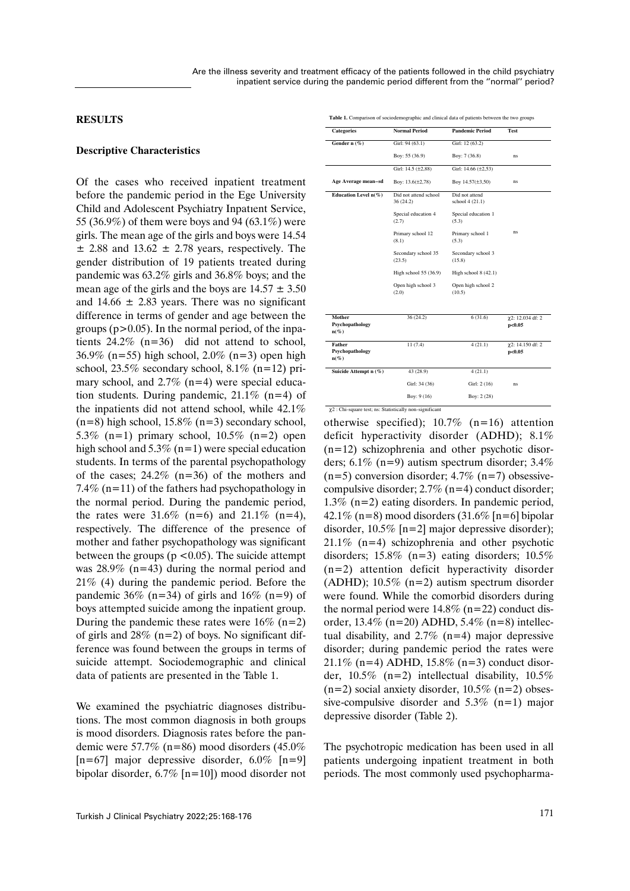## RESULTS

### Descriptive Characteristics

Of the cases who received inpatient treatment before the pandemic period in the Ege University Child and Adolescent Psychiatry Inpatient Service, 55 (36.9%) of them were boys and 94 (63.1%) were girls. The mean age of the girls and boys were 14.54 ± 2.88 and 13.62 ± 2.78 years, respectively. The gender distribution of 19 patients treated during pandemic was 63.2% girls and 36.8% boys; and the mean age of the girls and the boys are 14.57 ± 3.50 and 14.66 ± 2.83 years. There was no significant difference in terms of gender and age between the groups ($p>0.05$). In the normal period, of the inpatients 24.2% (n=36) did not attend to school, 36.9% (n=55) high school, 2.0% (n=3) open high school, 23.5% secondary school, 8.1% (n=12) primary school, and 2.7% (n=4) were special education students. During pandemic, 21.1% (n=4) of the inpatients did not attend school, while 42.1% (n=8) high school, 15.8% (n=3) secondary school, 5.3% (n=1) primary school, 10.5% (n=2) open high school and 5.3% (n=1) were special education students. In terms of the parental psychopathology of the cases; 24.2% (n=36) of the mothers and 7.4% (n=11) of the fathers had psychopathology in the normal period. During the pandemic period, the rates were 31.6% (n=6) and 21.1% (n=4), respectively. The difference of the presence of mother and father psychopathology was significant between the groups ($p<0.05$). The suicide attempt was 28.9% (n=43) during the normal period and 21% (4) during the pandemic period. Before the pandemic 36% (n=34) of girls and 16% (n=9) of boys attempted suicide among the inpatient group. During the pandemic these rates were 16% (n=2) of girls and 28% (n=2) of boys. No significant difference was found between the groups in terms of suicide attempt. Sociodemographic and clinical data of patients are presented in the Table 1.

**Table 1.** Comparison of sociodemographic and clinical data of patients between the two groups

| Categories | Normal Period | Pandemic Period | Test |
|---|---|---|---|
| Gender n (%) | Girl: 94 (63.1) | Girl: 12 (63.2) | |
| | Boy: 55 (36.9) | Boy: 7 (36.8) | ns |
| Age Average mean–sd | Girl: 14.5 (±2.88) | Girl: 14.66 (±2.53) | |
| | Boy: 13.6(±2,78) | Boy 14.57(±3,50) | ns |
| Education Level n(%) | Did not attend school 36 (24.2) | Did not attend school 4 (21.1) | |
| | Special education 4 (2.7) | Special education 1 (5.3) | |
| | Primary school 12 (8.1) | Primary school 1 (5.3) | ns |
| | Secondary school 35 (23.5) | Secondary school 3 (15.8) | |
| | High school 55 (36.9) | High school 8 (42.1) | |
| | Open high school 3 (2.0) | Open high school 2 (10.5) | |
| Mother Psychopathology n(%) | 36 (24.2) | 6 (31.6) | $\chi^2$: 12.034 df: 2 p<0.05 |
| Father Psychopathology n(%) | 11 (7.4) | 4 (21.1) | $\chi^2$: 14.150 df: 2 p<0.05 |
| Suicide Attempt n (%) | 43 (28.9) | 4 (21.1) | |
| | Girl: 34 (36) | Girl: 2 (16) | ns |
| | Boy: 9 (16) | Boy: 2 (28) | |

$\chi^2$ : Chi-square test; ns: Statistically non-significant

We examined the psychiatric diagnoses distributions. The most common diagnosis in both groups is mood disorders. Diagnosis rates before the pandemic were 57.7% (n=86) mood disorders (45.0% [n=67] major depressive disorder, 6.0% [n=9] bipolar disorder, 6.7% [n=10]) mood disorder not otherwise specified); 10.7% (n=16) attention deficit hyperactivity disorder (ADHD); 8.1% (n=12) schizophrenia and other psychotic disorders; 6.1% (n=9) autism spectrum disorder; 3.4% (n=5) conversion disorder; 4.7% (n=7) obsessive-compulsive disorder; 2.7% (n=4) conduct disorder; 1.3% (n=2) eating disorders. In pandemic period, 42.1% (n=8) mood disorders (31.6% [n=6] bipolar disorder, 10.5% [n=2] major depressive disorder); 21.1% (n=4) schizophrenia and other psychotic disorders; 15.8% (n=3) eating disorders; 10.5% (n=2) attention deficit hyperactivity disorder (ADHD); 10.5% (n=2) autism spectrum disorder were found. While the comorbid disorders during the normal period were 14.8% (n=22) conduct disorder, 13.4% (n=20) ADHD, 5.4% (n=8) intellectual disability, and 2.7% (n=4) major depressive disorder; during pandemic period the rates were 21.1% (n=4) ADHD, 15.8% (n=3) conduct disorder, 10.5% (n=2) intellectual disability, 10.5% (n=2) social anxiety disorder, 10.5% (n=2) obsessive-compulsive disorder and 5.3% (n=1) major depressive disorder (Table 2).

The psychotropic medication has been used in all patients undergoing inpatient treatment in both periods. The most commonly used psychopharma-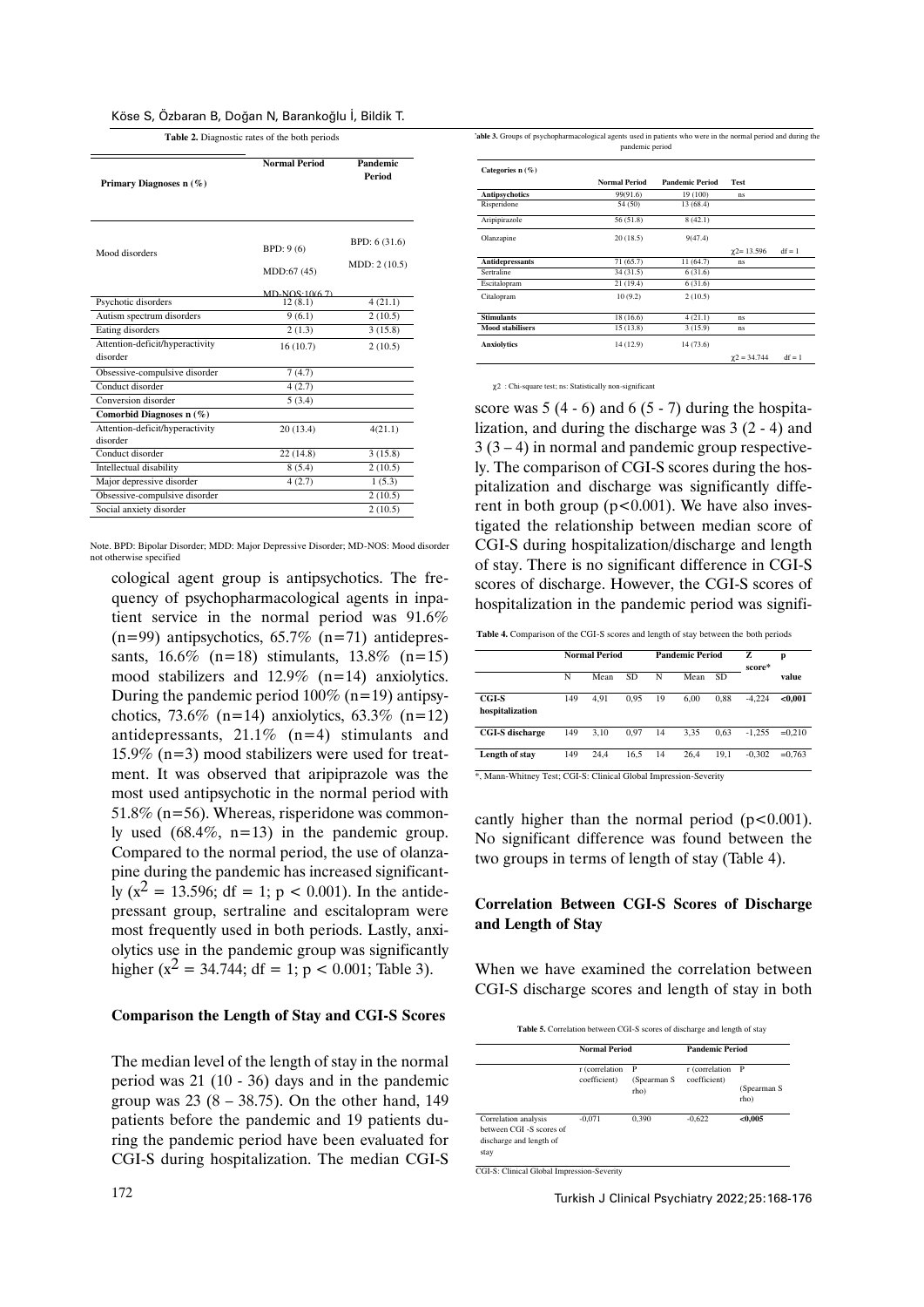**Table 2.** Diagnostic rates of the both periods

| Primary Diagnoses n (%) | Normal Period | Pandemic Period |
|---|---|---|
| Mood disorders | BPD: 9 (6) MDD:67 (45) MD-NOS:10(6.7) | BPD: 6 (31.6) MDD: 2 (10.5) |
| Psychotic disorders | 12 (8.1) | 4 (21.1) |
| Autism spectrum disorders | 9 (6.1) | 2 (10.5) |
| Eating disorders | 2 (1.3) | 3 (15.8) |
| Attention-deficit/hyperactivity disorder | 16 (10.7) | 2 (10.5) |
| Obsessive-compulsive disorder | 7 (4.7) | |
| Conduct disorder | 4 (2.7) | |
| Conversion disorder | 5 (3.4) | |
| **Comorbid Diagnoses n (%)** | | |
| Attention-deficit/hyperactivity disorder | 20 (13.4) | 4(21.1) |
| Conduct disorder | 22 (14.8) | 3 (15.8) |
| Intellectual disability | 8 (5.4) | 2 (10.5) |
| Major depressive disorder | 4 (2.7) | 1 (5.3) |
| Obsessive-compulsive disorder | | 2 (10.5) |
| Social anxiety disorder | | 2 (10.5) |

Note. BPD: Bipolar Disorder; MDD: Major Depressive Disorder; MD-NOS: Mood disorder not otherwise specified

cological agent group is antipsychotics. The frequency of psychopharmacological agents in inpatient service in the normal period was 91.6% (n=99) antipsychotics, 65.7% (n=71) antidepressants, 16.6% (n=18) stimulants, 13.8% (n=15) mood stabilizers and 12.9% (n=14) anxiolytics. During the pandemic period 100% (n=19) antipsychotics, 73.6% (n=14) anxiolytics, 63.3% (n=12) antidepressants, 21.1% (n=4) stimulants and 15.9% (n=3) mood stabilizers were used for treatment. It was observed that aripiprazole was the most used antipsychotic in the normal period with 51.8% (n=56). Whereas, risperidone was commonly used (68.4%, n=13) in the pandemic group. Compared to the normal period, the use of olanzapine during the pandemic has increased significantly ($x^2$ = 13.596; df = 1; p < 0.001). In the antidepressant group, sertraline and escitalopram were most frequently used in both periods. Lastly, anxiolytics use in the pandemic group was significantly higher ($x^2$ = 34.744; df = 1; p < 0.001; Table 3).

### Comparison the Length of Stay and CGI-S Scores

The median level of the length of stay in the normal period was 21 (10 - 36) days and in the pandemic group was 23 (8 – 38.75). On the other hand, 149 patients before the pandemic and 19 patients during the pandemic period have been evaluated for CGI-S during hospitalization. The median CGI-S score was 5 (4 - 6) and 6 (5 - 7) during the hospitalization, and during the discharge was 3 (2 - 4) and 3 (3 – 4) in normal and pandemic group respectively. The comparison of CGI-S scores during the hospitalization and discharge was significantly different in both group (p<0.001). We have also investigated the relationship between median score of CGI-S during hospitalization/discharge and length of stay. There is no significant difference in CGI-S scores of discharge. However, the CGI-S scores of hospitalization in the pandemic period was significantly higher than the normal period (p<0.001). No significant difference was found between the two groups in terms of length of stay (Table 4).

**Table 3.** Groups of psychopharmacological agents used in patients who were in the normal period and during the pandemic period

| Categories n (%) | Normal Period | Pandemic Period | Test | |
|---|---|---|---|---|
| **Antipsychotics** | 99(91.6) | 19 (100) | ns | |
| Risperidone | 54 (50) | 13 (68.4) | | |
| Aripipirazole | 56 (51.8) | 8 (42.1) | | |
| Olanzapine | 20 (18.5) | 9(47.4) | $\chi^2$= 13.596 | df = 1 |
| **Antidepressants** | 71 (65.7) | 11 (64.7) | ns | |
| Sertraline | 34 (31.5) | 6 (31.6) | | |
| Escitalopram | 21 (19.4) | 6 (31.6) | | |
| Citalopram | 10 (9.2) | 2 (10.5) | | |
| **Stimulants** | 18 (16.6) | 4 (21.1) | ns | |
| **Mood stabilizers** | 15 (13.8) | 3 (15.9) | ns | |
| **Anxiolytics** | 14 (12.9) | 14 (73.6) | $\chi^2$ = 34.744 | df = 1 |

$\chi^2$ : Chi-square test; ns: Statistically non-significant

**Table 4.** Comparison of the CGI-S scores and length of stay between the both periods

| | Normal Period | | | Pandemic Period | | | Z score* | p value |
|---|---|---|---|---|---|---|---|---|
| | N | Mean | SD | N | Mean | SD | | |
| **CGI-S hospitalization** | 149 | 4,91 | 0,95 | 19 | 6,00 | 0,88 | -4,224 | **<0,001** |
| **CGI-S discharge** | 149 | 3,10 | 0,97 | 14 | 3,35 | 0,63 | -1,255 | =0,210 |
| **Length of stay** | 149 | 24,4 | 16,5 | 14 | 26,4 | 19,1 | -0,302 | =0,763 |

*, Mann-Whitney Test; CGI-S: Clinical Global Impression-Severity

### Correlation Between CGI-S Scores of Discharge and Length of Stay

When we have examined the correlation between CGI-S discharge scores and length of stay in both

**Table 5.** Correlation between CGI-S scores of discharge and length of stay

| | Normal Period | | Pandemic Period | |
|---|---|---|---|---|
| | r (correlation coefficient) | P (Spearman S rho) | r (correlation coefficient) | P (Spearman S rho) |
| Correlation analysis between CGI -S scores of discharge and length of stay | -0,071 | 0,390 | -0,622 | **<0,005** |

CGI-S: Clinical Global Impression-Severity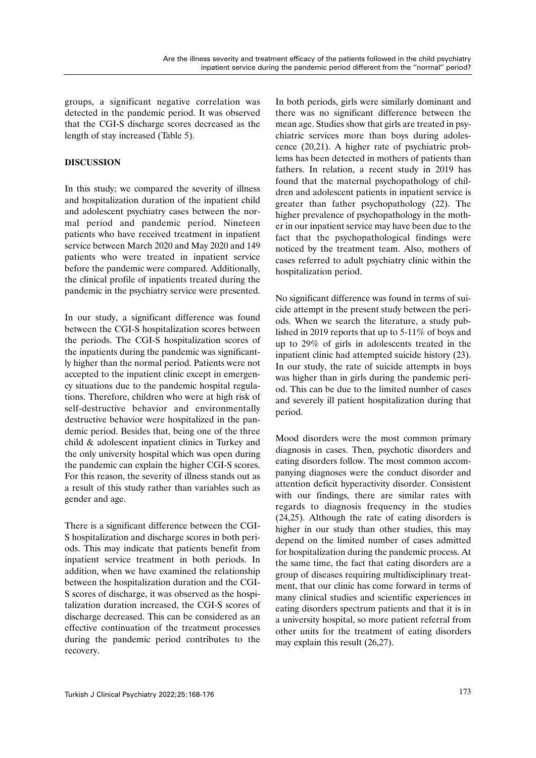groups, a significant negative correlation was detected in the pandemic period. It was observed that the CGI-S discharge scores decreased as the length of stay increased (Table 5).

## DISCUSSION

In this study; we compared the severity of illness and hospitalization duration of the inpatient child and adolescent psychiatry cases between the normal period and pandemic period. Nineteen patients who have received treatment in inpatient service between March 2020 and May 2020 and 149 patients who were treated in inpatient service before the pandemic were compared. Additionally, the clinical profile of inpatients treated during the pandemic in the psychiatry service were presented.

In our study, a significant difference was found between the CGI-S hospitalization scores between the periods. The CGI-S hospitalization scores of the inpatients during the pandemic was significantly higher than the normal period. Patients were not accepted to the inpatient clinic except in emergency situations due to the pandemic hospital regulations. Therefore, children who were at high risk of self-destructive behavior and environmentally destructive behavior were hospitalized in the pandemic period. Besides that, being one of the three child & adolescent inpatient clinics in Turkey and the only university hospital which was open during the pandemic can explain the higher CGI-S scores. For this reason, the severity of illness stands out as a result of this study rather than variables such as gender and age.

There is a significant difference between the CGI-S hospitalization and discharge scores in both periods. This may indicate that patients benefit from inpatient service treatment in both periods. In addition, when we have examined the relationship between the hospitalization duration and the CGI-S scores of discharge, it was observed as the hospitalization duration increased, the CGI-S scores of discharge decreased. This can be considered as an effective continuation of the treatment processes during the pandemic period contributes to the recovery.

In both periods, girls were similarly dominant and there was no significant difference between the mean age. Studies show that girls are treated in psychiatric services more than boys during adolescence (20,21). A higher rate of psychiatric problems has been detected in mothers of patients than fathers. In relation, a recent study in 2019 has found that the maternal psychopathology of children and adolescent patients in inpatient service is greater than father psychopathology (22). The higher prevalence of psychopathology in the mother in our inpatient service may have been due to the fact that the psychopathological findings were noticed by the treatment team. Also, mothers of cases referred to adult psychiatry clinic within the hospitalization period.

No significant difference was found in terms of suicide attempt in the present study between the periods. When we search the literature, a study published in 2019 reports that up to 5-11% of boys and up to 29% of girls in adolescents treated in the inpatient clinic had attempted suicide history (23). In our study, the rate of suicide attempts in boys was higher than in girls during the pandemic period. This can be due to the limited number of cases and severely ill patient hospitalization during that period.

Mood disorders were the most common primary diagnosis in cases. Then, psychotic disorders and eating disorders follow. The most common accompanying diagnoses were the conduct disorder and attention deficit hyperactivity disorder. Consistent with our findings, there are similar rates with regards to diagnosis frequency in the studies (24,25). Although the rate of eating disorders is higher in our study than other studies, this may depend on the limited number of cases admitted for hospitalization during the pandemic process. At the same time, the fact that eating disorders are a group of diseases requiring multidisciplinary treatment, that our clinic has come forward in terms of many clinical studies and scientific experiences in eating disorders spectrum patients and that it is in a university hospital, so more patient referral from other units for the treatment of eating disorders may explain this result (26,27).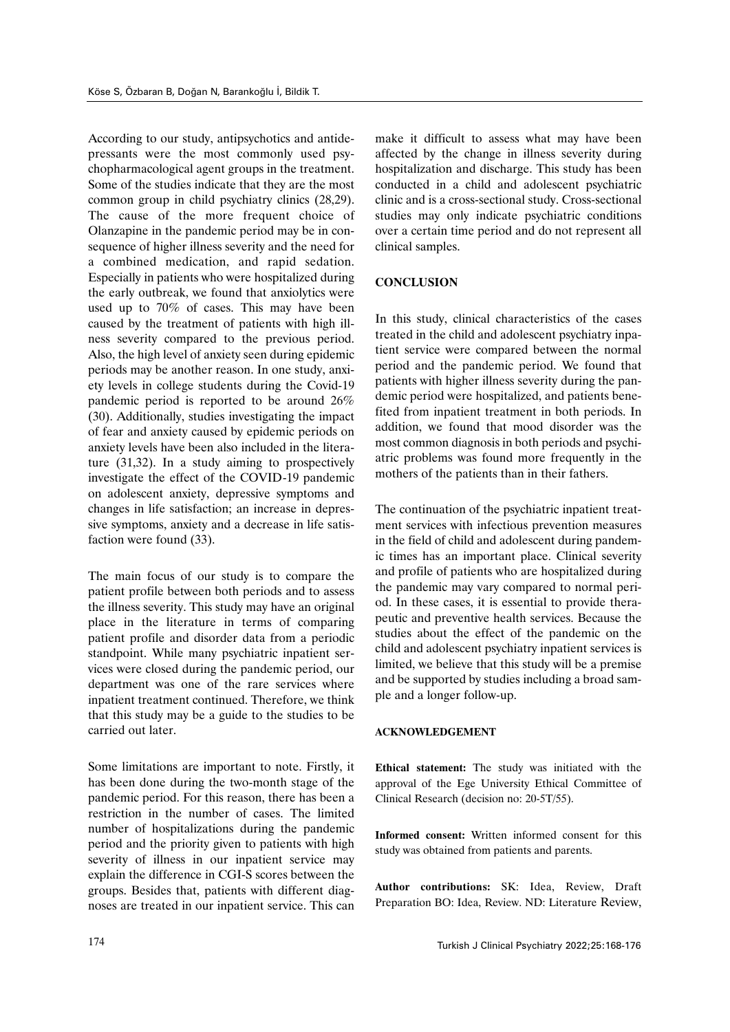According to our study, antipsychotics and antidepressants were the most commonly used psychopharmacological agent groups in the treatment. Some of the studies indicate that they are the most common group in child psychiatry clinics (28,29). The cause of the more frequent choice of Olanzapine in the pandemic period may be in consequence of higher illness severity and the need for a combined medication, and rapid sedation. Especially in patients who were hospitalized during the early outbreak, we found that anxiolytics were used up to 70% of cases. This may have been caused by the treatment of patients with high illness severity compared to the previous period. Also, the high level of anxiety seen during epidemic periods may be another reason. In one study, anxiety levels in college students during the Covid-19 pandemic period is reported to be around 26% (30). Additionally, studies investigating the impact of fear and anxiety caused by epidemic periods on anxiety levels have been also included in the literature (31,32). In a study aiming to prospectively investigate the effect of the COVID-19 pandemic on adolescent anxiety, depressive symptoms and changes in life satisfaction; an increase in depressive symptoms, anxiety and a decrease in life satisfaction were found (33).

The main focus of our study is to compare the patient profile between both periods and to assess the illness severity. This study may have an original place in the literature in terms of comparing patient profile and disorder data from a periodic standpoint. While many psychiatric inpatient services were closed during the pandemic period, our department was one of the rare services where inpatient treatment continued. Therefore, we think that this study may be a guide to the studies to be carried out later.

Some limitations are important to note. Firstly, it has been done during the two-month stage of the pandemic period. For this reason, there has been a restriction in the number of cases. The limited number of hospitalizations during the pandemic period and the priority given to patients with high severity of illness in our inpatient service may explain the difference in CGI-S scores between the groups. Besides that, patients with different diagnoses are treated in our inpatient service. This can make it difficult to assess what may have been affected by the change in illness severity during hospitalization and discharge. This study has been conducted in a child and adolescent psychiatric clinic and is a cross-sectional study. Cross-sectional studies may only indicate psychiatric conditions over a certain time period and do not represent all clinical samples.

## CONCLUSION

In this study, clinical characteristics of the cases treated in the child and adolescent psychiatry inpatient service were compared between the normal period and the pandemic period. We found that patients with higher illness severity during the pandemic period were hospitalized, and patients benefited from inpatient treatment in both periods. In addition, we found that mood disorder was the most common diagnosis in both periods and psychiatric problems was found more frequently in the mothers of the patients than in their fathers.

The continuation of the psychiatric inpatient treatment services with infectious prevention measures in the field of child and adolescent during pandemic times has an important place. Clinical severity and profile of patients who are hospitalized during the pandemic may vary compared to normal period. In these cases, it is essential to provide therapeutic and preventive health services. Because the studies about the effect of the pandemic on the child and adolescent psychiatry inpatient services is limited, we believe that this study will be a premise and be supported by studies including a broad sample and a longer follow-up.

### ACKNOWLEDGEMENT

**Ethical statement:** The study was initiated with the approval of the Ege University Ethical Committee of Clinical Research (decision no: 20-5T/55).

**Informed consent:** Written informed consent for this study was obtained from patients and parents.

**Author contributions:** SK: Idea, Review, Draft Preparation BO: Idea, Review. ND: Literature Review,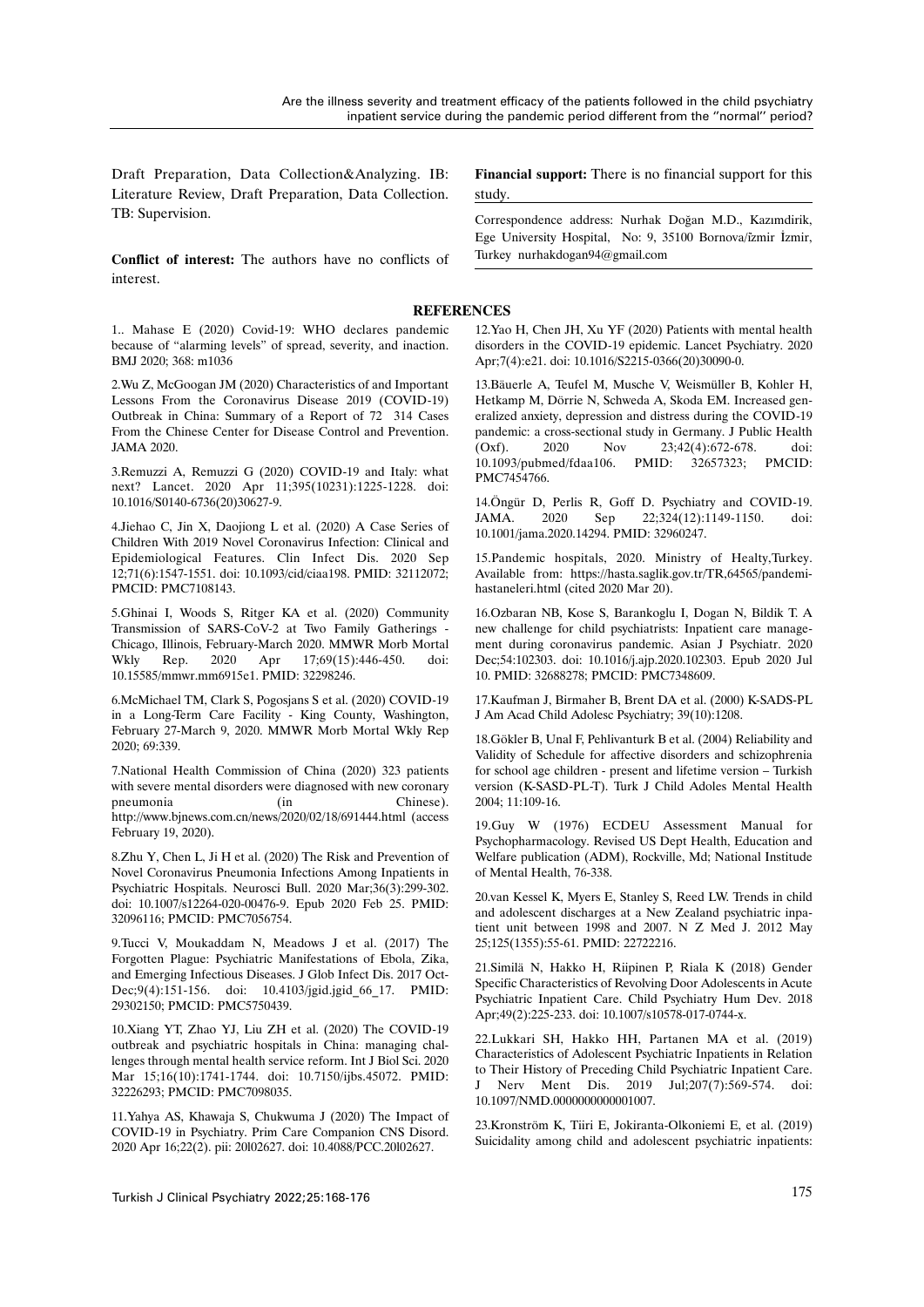Draft Preparation, Data Collection&Analyzing. IB: Literature Review, Draft Preparation, Data Collection. TB: Supervision.

**Conflict of interest:** The authors have no conflicts of interest.

**Financial support:** There is no financial support for this study.

Correspondence address: Nurhak Doğan M.D., Kazımdirik, Ege University Hospital, No: 9, 35100 Bornova/İzmir, Turkey nurhakdogan94@gmail.com

## REFERENCES

1.. Mahase E (2020) Covid-19: WHO declares pandemic because of "alarming levels" of spread, severity, and inaction. BMJ 2020; 368: m1036

2.Wu Z, McGoogan JM (2020) Characteristics of and Important Lessons From the Coronavirus Disease 2019 (COVID-19) Outbreak in China: Summary of a Report of 72 314 Cases From the Chinese Center for Disease Control and Prevention. JAMA 2020.

3.Remuzzi A, Remuzzi G (2020) COVID-19 and Italy: what next? Lancet. 2020 Apr 11;395(10231):1225-1228. doi: 10.1016/S0140-6736(20)30627-9.

4.Jiehao C, Jin X, Daojiong L et al. (2020) A Case Series of Children With 2019 Novel Coronavirus Infection: Clinical and Epidemiological Features. Clin Infect Dis. 2020 Sep 12;71(6):1547-1551. doi: 10.1093/cid/ciaa198. PMID: 32112072; PMCID: PMC7108143.

5.Ghinai I, Woods S, Ritger KA et al. (2020) Community Transmission of SARS-CoV-2 at Two Family Gatherings - Chicago, Illinois, February-March 2020. MMWR Morb Mortal Wkly Rep. 2020 Apr 17;69(15):446-450. doi: 10.15585/mmwr.mm6915e1. PMID: 32298246.

6.McMichael TM, Clark S, Pogosjans S et al. (2020) COVID-19 in a Long-Term Care Facility - King County, Washington, February 27-March 9, 2020. MMWR Morb Mortal Wkly Rep 2020; 69:339.

7.National Health Commission of China (2020) 323 patients with severe mental disorders were diagnosed with new coronary pneumonia (in Chinese). http://www.bjnews.com.cn/news/2020/02/18/691444.html (access February 19, 2020).

8.Zhu Y, Chen L, Ji H et al. (2020) The Risk and Prevention of Novel Coronavirus Pneumonia Infections Among Inpatients in Psychiatric Hospitals. Neurosci Bull. 2020 Mar;36(3):299-302. doi: 10.1007/s12264-020-00476-9. Epub 2020 Feb 25. PMID: 32096116; PMCID: PMC7056754.

9.Tucci V, Moukaddam N, Meadows J et al. (2017) The Forgotten Plague: Psychiatric Manifestations of Ebola, Zika, and Emerging Infectious Diseases. J Glob Infect Dis. 2017 Oct-Dec;9(4):151-156. doi: 10.4103/jgid.jgid_66_17. PMID: 29302150; PMCID: PMC5750439.

10.Xiang YT, Zhao YJ, Liu ZH et al. (2020) The COVID-19 outbreak and psychiatric hospitals in China: managing challenges through mental health service reform. Int J Biol Sci. 2020 Mar 15;16(10):1741-1744. doi: 10.7150/ijbs.45072. PMID: 32226293; PMCID: PMC7098035.

11.Yahya AS, Khawaja S, Chukwuma J (2020) The Impact of COVID-19 in Psychiatry. Prim Care Companion CNS Disord. 2020 Apr 16;22(2). pii: 20l02627. doi: 10.4088/PCC.20l02627.

12.Yao H, Chen JH, Xu YF (2020) Patients with mental health disorders in the COVID-19 epidemic. Lancet Psychiatry. 2020 Apr;7(4):e21. doi: 10.1016/S2215-0366(20)30090-0.

13.Bäuerle A, Teufel M, Musche V, Weismüller B, Kohler H, Hetkamp M, Dörrie N, Schweda A, Skoda EM. Increased generalized anxiety, depression and distress during the COVID-19 pandemic: a cross-sectional study in Germany. J Public Health (Oxf). 2020 Nov 23;42(4):672-678. doi: 10.1093/pubmed/fdaa106. PMID: 32657323; PMCID: PMC7454766.

14.Öngür D, Perlis R, Goff D. Psychiatry and COVID-19. JAMA. 2020 Sep 22;324(12):1149-1150. doi: 10.1001/jama.2020.14294. PMID: 32960247.

15.Pandemic hospitals, 2020. Ministry of Healty,Turkey. Available from: https://hasta.saglik.gov.tr/TR,64565/pandemi-hastaneleri.html (cited 2020 Mar 20).

16.Ozbaran NB, Kose S, Barankoglu I, Dogan N, Bildik T. A new challenge for child psychiatrists: Inpatient care management during coronavirus pandemic. Asian J Psychiatr. 2020 Dec;54:102303. doi: 10.1016/j.ajp.2020.102303. Epub 2020 Jul 10. PMID: 32688278; PMCID: PMC7348609.

17.Kaufman J, Birmaher B, Brent DA et al. (2000) K-SADS-PL J Am Acad Child Adolesc Psychiatry; 39(10):1208.

18.Gökler B, Unal F, Pehlivanturk B et al. (2004) Reliability and Validity of Schedule for affective disorders and schizophrenia for school age children - present and lifetime version – Turkish version (K-SASD-PL-T). Turk J Child Adoles Mental Health 2004; 11:109-16.

19.Guy W (1976) ECDEU Assessment Manual for Psychopharmacology. Revised US Dept Health, Education and Welfare publication (ADM), Rockville, Md; National Institute of Mental Health, 76-338.

20.van Kessel K, Myers E, Stanley S, Reed LW. Trends in child and adolescent discharges at a New Zealand psychiatric inpatient unit between 1998 and 2007. N Z Med J. 2012 May 25;125(1355):55-61. PMID: 22722216.

21.Similä N, Hakko H, Riipinen P, Riala K (2018) Gender Specific Characteristics of Revolving Door Adolescents in Acute Psychiatric Inpatient Care. Child Psychiatry Hum Dev. 2018 Apr;49(2):225-233. doi: 10.1007/s10578-017-0744-x.

22.Lukkari SH, Hakko HH, Partanen MA et al. (2019) Characteristics of Adolescent Psychiatric Inpatients in Relation to Their History of Preceding Child Psychiatric Inpatient Care. J Nerv Ment Dis. 2019 Jul;207(7):569-574. doi: 10.1097/NMD.0000000000001007.

23.Kronström K, Tiiri E, Jokiranta-Olkoniemi E, et al. (2019) Suicidality among child and adolescent psychiatric inpatients: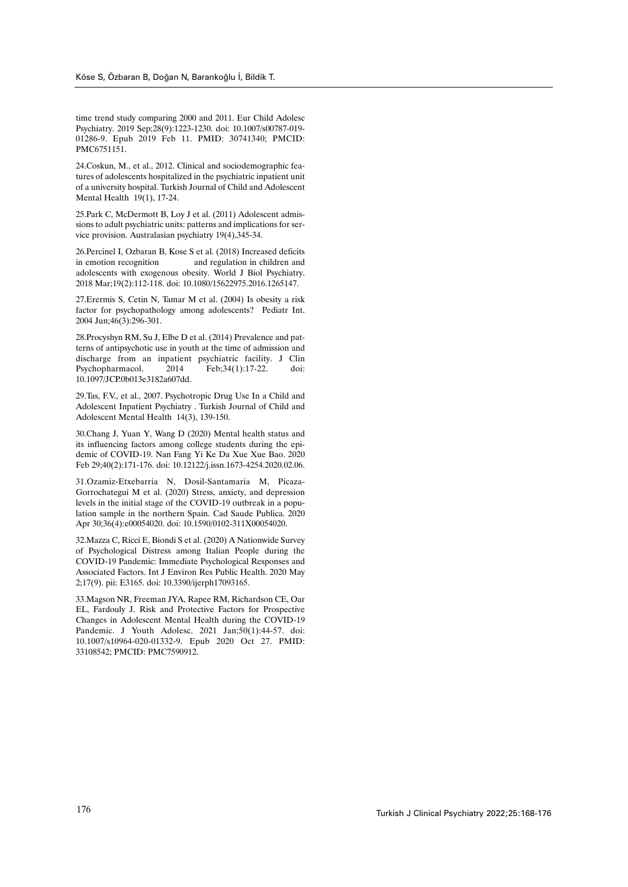time trend study comparing 2000 and 2011. Eur Child Adolesc Psychiatry. 2019 Sep;28(9):1223-1230. doi: 10.1007/s00787-019-01286-9. Epub 2019 Feb 11. PMID: 30741340; PMCID: PMC6751151.

24.Coskun, M., et al., 2012. Clinical and sociodemographic features of adolescents hospitalized in the psychiatric inpatient unit of a university hospital. Turkish Journal of Child and Adolescent Mental Health 19(1), 17-24.

25.Park C, McDermott B, Loy J et al. (2011) Adolescent admissions to adult psychiatric units: patterns and implications for service provision. Australasian psychiatry 19(4),345-34.

26.Percinel I, Ozbaran B, Kose S et al. (2018) Increased deficits in emotion recognition and regulation in children and adolescents with exogenous obesity. World J Biol Psychiatry. 2018 Mar;19(2):112-118. doi: 10.1080/15622975.2016.1265147.

27.Erermis S, Cetin N, Tamar M et al. (2004) Is obesity a risk factor for psychopathology among adolescents? Pediatr Int. 2004 Jun;46(3):296-301.

28.Procyshyn RM, Su J, Elbe D et al. (2014) Prevalence and patterns of antipsychotic use in youth at the time of admission and discharge from an inpatient psychiatric facility. J Clin Psychopharmacol. 2014 Feb;34(1):17-22. doi: 10.1097/JCP.0b013e3182a607dd.

29.Tas, F.V., et al., 2007. Psychotropic Drug Use In a Child and Adolescent Inpatient Psychiatry . Turkish Journal of Child and Adolescent Mental Health 14(3), 139-150.

30.Chang J, Yuan Y, Wang D (2020) Mental health status and its influencing factors among college students during the epidemic of COVID-19. Nan Fang Yi Ke Da Xue Xue Bao. 2020 Feb 29;40(2):171-176. doi: 10.12122/j.issn.1673-4254.2020.02.06.

31.Ozamiz-Etxebarria N, Dosil-Santamaria M, Picaza-Gorrochategui M et al. (2020) Stress, anxiety, and depression levels in the initial stage of the COVID-19 outbreak in a population sample in the northern Spain. Cad Saude Publica. 2020 Apr 30;36(4):e00054020. doi: 10.1590/0102-311X00054020.

32.Mazza C, Ricci E, Biondi S et al. (2020) A Nationwide Survey of Psychological Distress among Italian People during the COVID-19 Pandemic: Immediate Psychological Responses and Associated Factors. Int J Environ Res Public Health. 2020 May 2;17(9). pii: E3165. doi: 10.3390/ijerph17093165.

33.Magson NR, Freeman JYA, Rapee RM, Richardson CE, Oar EL, Fardouly J. Risk and Protective Factors for Prospective Changes in Adolescent Mental Health during the COVID-19 Pandemic. J Youth Adolesc. 2021 Jan;50(1):44-57. doi: 10.1007/s10964-020-01332-9. Epub 2020 Oct 27. PMID: 33108542; PMCID: PMC7590912.